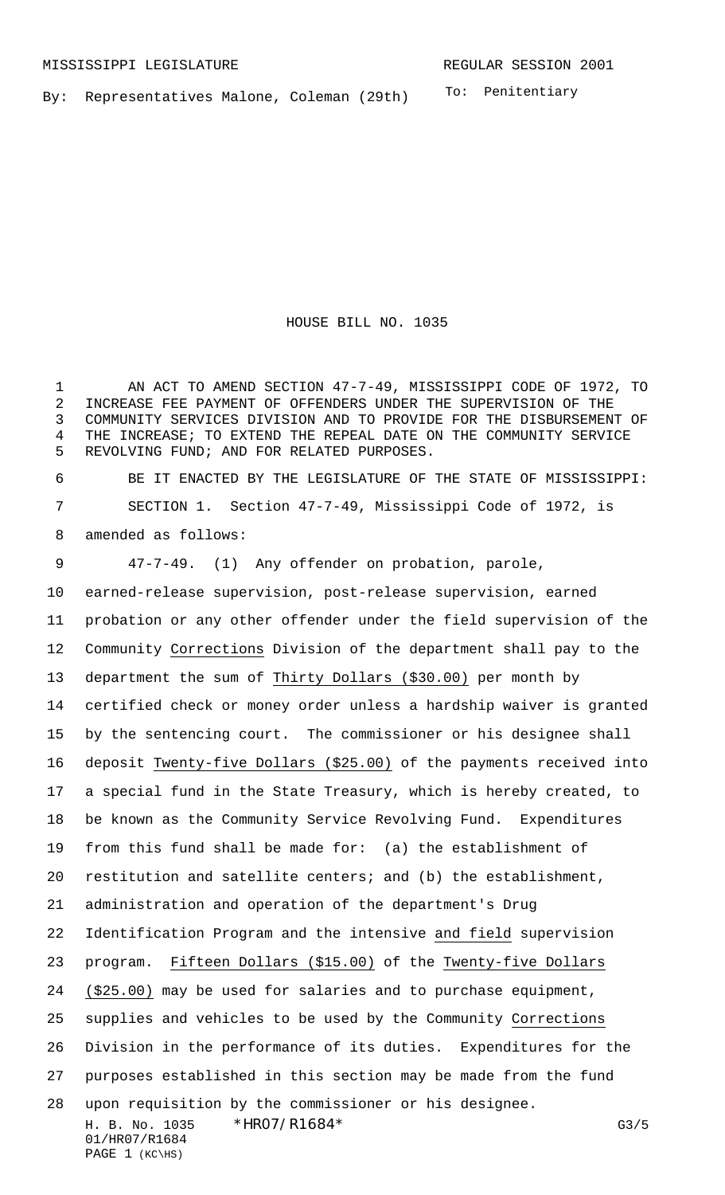MISSISSIPPI LEGISLATURE REGULAR SESSION 2001

By: Representatives Malone, Coleman (29th)

To: Penitentiary

# HOUSE BILL NO. 1035

AN ACT TO AMEND SECTION 47-7-49, MISSISSIPPI CODE OF 1972, TO INCREASE FEE PAYMENT OF OFFENDERS UNDER THE SUPERVISION OF THE COMMUNITY SERVICES DIVISION AND TO PROVIDE FOR THE DISBURSEMENT OF THE INCREASE; TO EXTEND THE REPEAL DATE ON THE COMMUNITY SERVICE REVOLVING FUND; AND FOR RELATED PURPOSES.

BE IT ENACTED BY THE LEGISLATURE OF THE STATE OF MISSISSIPPI:

SECTION 1. Section 47-7-49, Mississippi Code of 1972, is amended as follows:

47-7-49. (1) Any offender on probation, parole, earned-release supervision, post-release supervision, earned probation or any other offender under the field supervision of the Community Corrections Division of the department shall pay to the department the sum of Thirty Dollars ($30.00) per month by certified check or money order unless a hardship waiver is granted by the sentencing court. The commissioner or his designee shall deposit Twenty-five Dollars ($25.00) of the payments received into a special fund in the State Treasury, which is hereby created, to be known as the Community Service Revolving Fund. Expenditures from this fund shall be made for: (a) the establishment of restitution and satellite centers; and (b) the establishment, administration and operation of the department's Drug Identification Program and the intensive and field supervision program. Fifteen Dollars ($15.00) of the Twenty-five Dollars ($25.00) may be used for salaries and to purchase equipment, supplies and vehicles to be used by the Community Corrections Division in the performance of its duties. Expenditures for the purposes established in this section may be made from the fund upon requisition by the commissioner or his designee.

H. B. No. 1035 \*HR07/R1684\* G3/5
01/HR07/R1684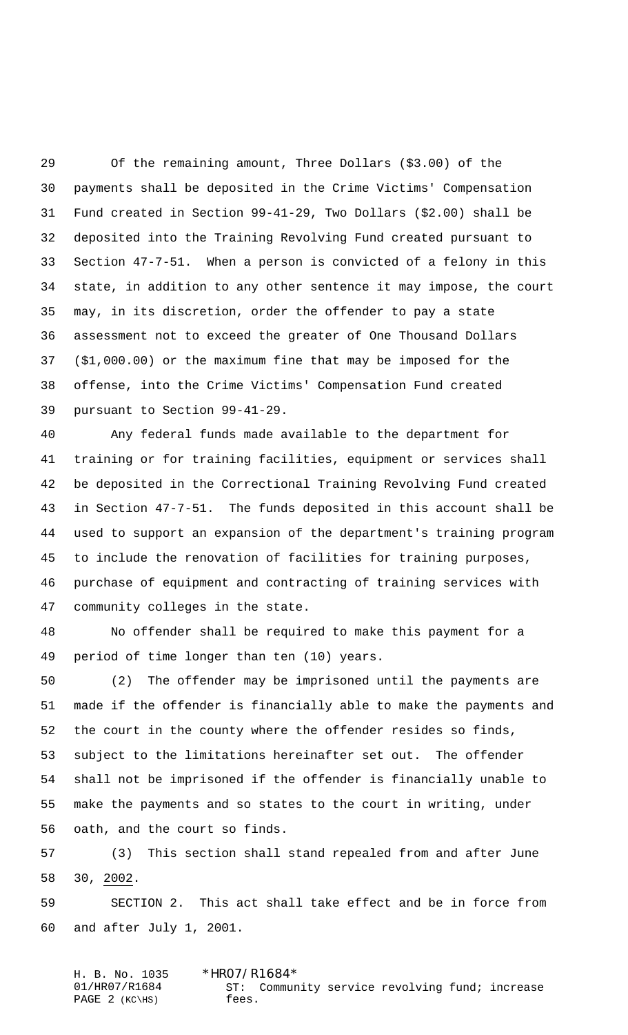Of the remaining amount, Three Dollars ($3.00) of the payments shall be deposited in the Crime Victims' Compensation Fund created in Section 99-41-29, Two Dollars ($2.00) shall be deposited into the Training Revolving Fund created pursuant to Section 47-7-51. When a person is convicted of a felony in this state, in addition to any other sentence it may impose, the court may, in its discretion, order the offender to pay a state assessment not to exceed the greater of One Thousand Dollars ($1,000.00) or the maximum fine that may be imposed for the offense, into the Crime Victims' Compensation Fund created pursuant to Section 99-41-29.

Any federal funds made available to the department for training or for training facilities, equipment or services shall be deposited in the Correctional Training Revolving Fund created in Section 47-7-51. The funds deposited in this account shall be used to support an expansion of the department's training program to include the renovation of facilities for training purposes, purchase of equipment and contracting of training services with community colleges in the state.

No offender shall be required to make this payment for a period of time longer than ten (10) years.

(2) The offender may be imprisoned until the payments are made if the offender is financially able to make the payments and the court in the county where the offender resides so finds, subject to the limitations hereinafter set out. The offender shall not be imprisoned if the offender is financially unable to make the payments and so states to the court in writing, under oath, and the court so finds.

(3) This section shall stand repealed from and after June 30, 2002.

SECTION 2. This act shall take effect and be in force from and after July 1, 2001.